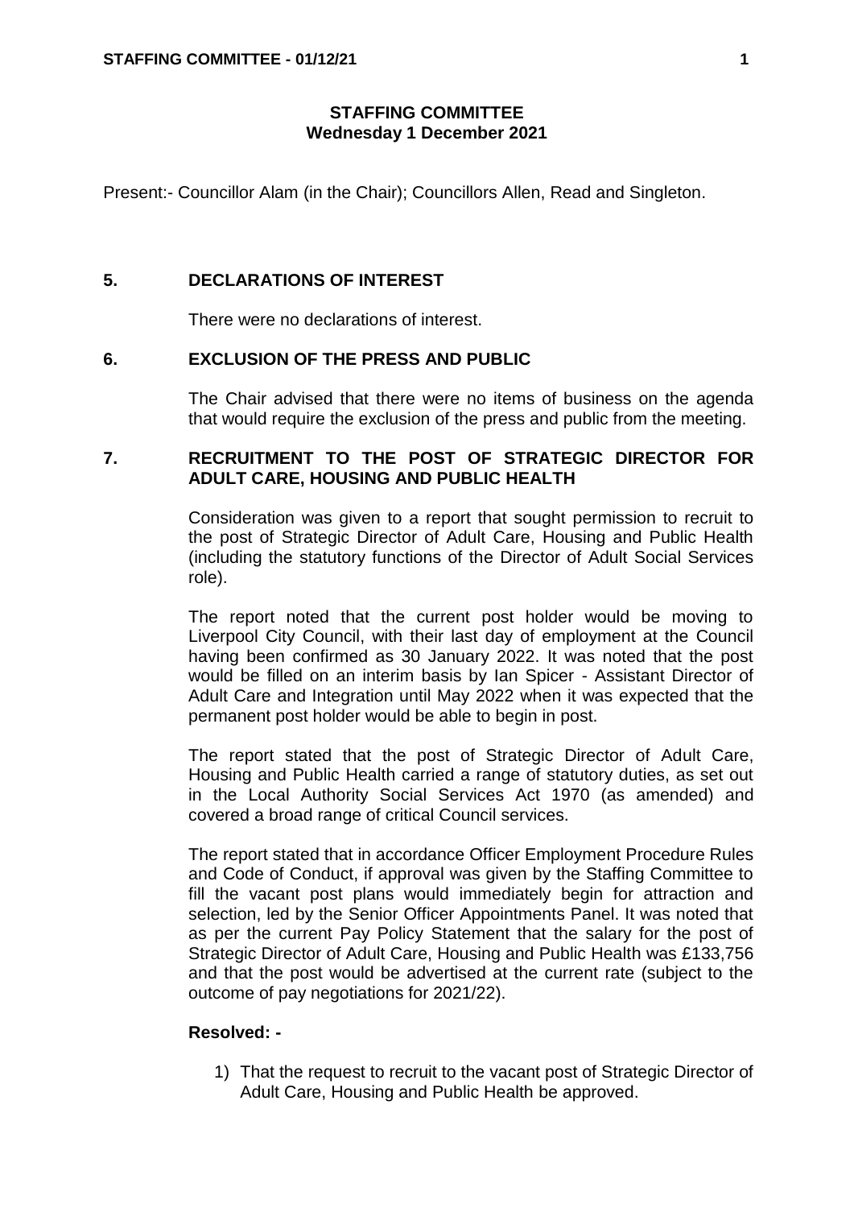# STAFFING COMMITTEE
## Wednesday 1 December 2021

Present:- Councillor Alam (in the Chair); Councillors Allen, Read and Singleton.

### 5. DECLARATIONS OF INTEREST

There were no declarations of interest.

### 6. EXCLUSION OF THE PRESS AND PUBLIC

The Chair advised that there were no items of business on the agenda that would require the exclusion of the press and public from the meeting.

### 7. RECRUITMENT TO THE POST OF STRATEGIC DIRECTOR FOR ADULT CARE, HOUSING AND PUBLIC HEALTH

Consideration was given to a report that sought permission to recruit to the post of Strategic Director of Adult Care, Housing and Public Health (including the statutory functions of the Director of Adult Social Services role).

The report noted that the current post holder would be moving to Liverpool City Council, with their last day of employment at the Council having been confirmed as 30 January 2022. It was noted that the post would be filled on an interim basis by Ian Spicer - Assistant Director of Adult Care and Integration until May 2022 when it was expected that the permanent post holder would be able to begin in post.

The report stated that the post of Strategic Director of Adult Care, Housing and Public Health carried a range of statutory duties, as set out in the Local Authority Social Services Act 1970 (as amended) and covered a broad range of critical Council services.

The report stated that in accordance Officer Employment Procedure Rules and Code of Conduct, if approval was given by the Staffing Committee to fill the vacant post plans would immediately begin for attraction and selection, led by the Senior Officer Appointments Panel. It was noted that as per the current Pay Policy Statement that the salary for the post of Strategic Director of Adult Care, Housing and Public Health was £133,756 and that the post would be advertised at the current rate (subject to the outcome of pay negotiations for 2021/22).

**Resolved: -**

1) That the request to recruit to the vacant post of Strategic Director of Adult Care, Housing and Public Health be approved.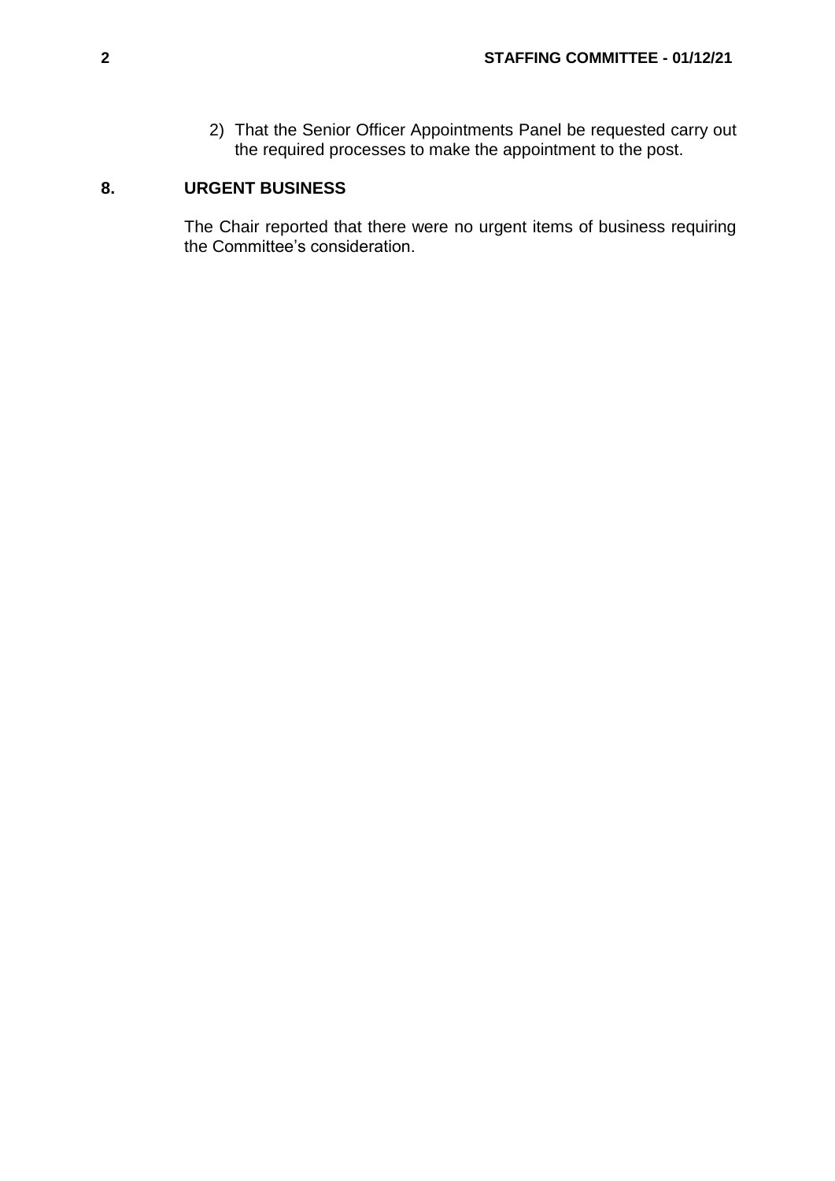2) That the Senior Officer Appointments Panel be requested carry out the required processes to make the appointment to the post.

## 8. URGENT BUSINESS

The Chair reported that there were no urgent items of business requiring the Committee's consideration.